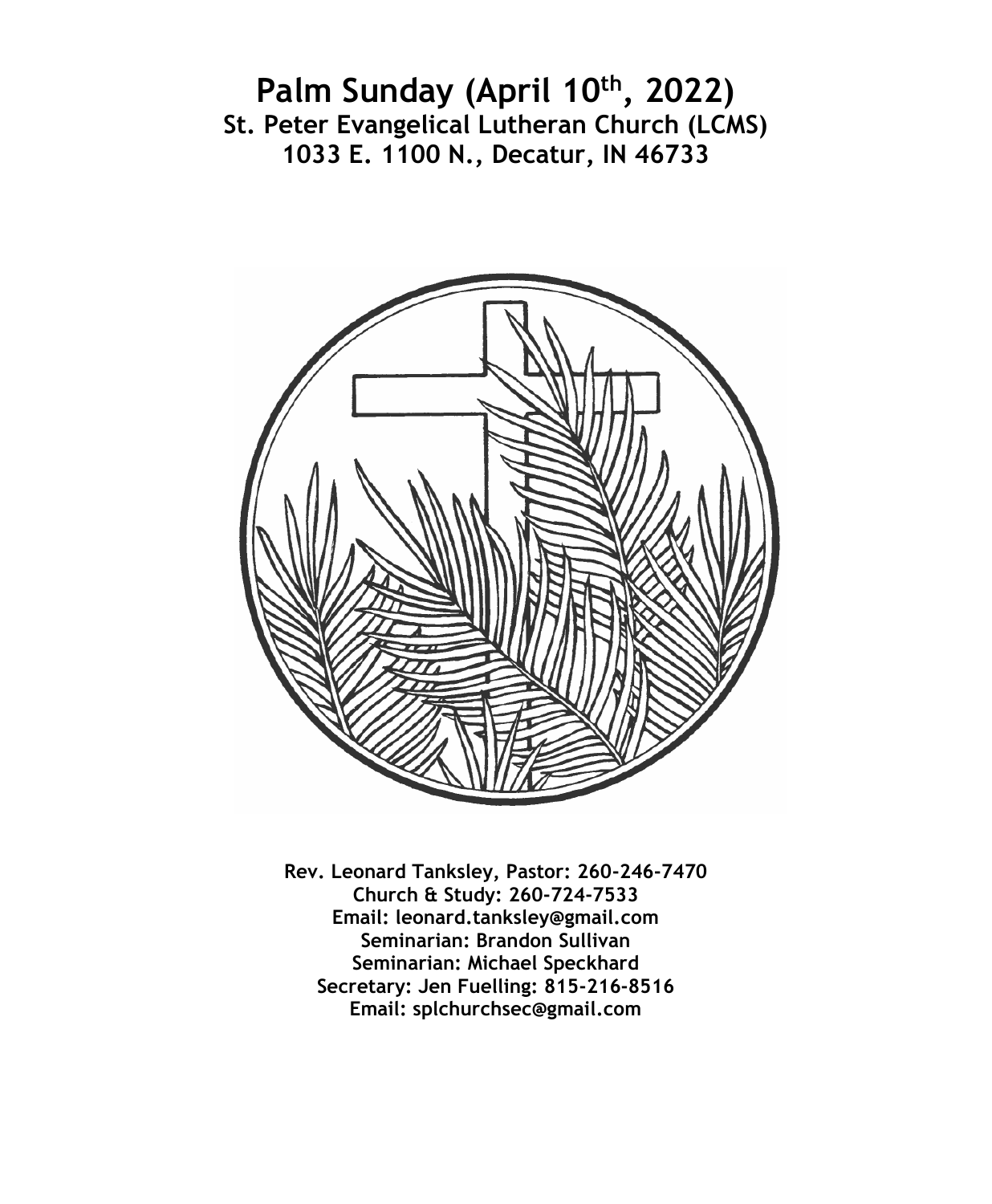# Palm Sunday (April 10th, 2022)

## St. Peter Evangelical Lutheran Church (LCMS)

## 1033 E. 1100 N., Decatur, IN 46733

**Rev. Leonard Tanksley, Pastor: 260-246-7470**
**Church & Study: 260-724-7533**
**Email: leonard.tanksley@gmail.com**
**Seminarian: Brandon Sullivan**
**Seminarian: Michael Speckhard**
**Secretary: Jen Fuelling: 815-216-8516**
**Email: splchurchsec@gmail.com**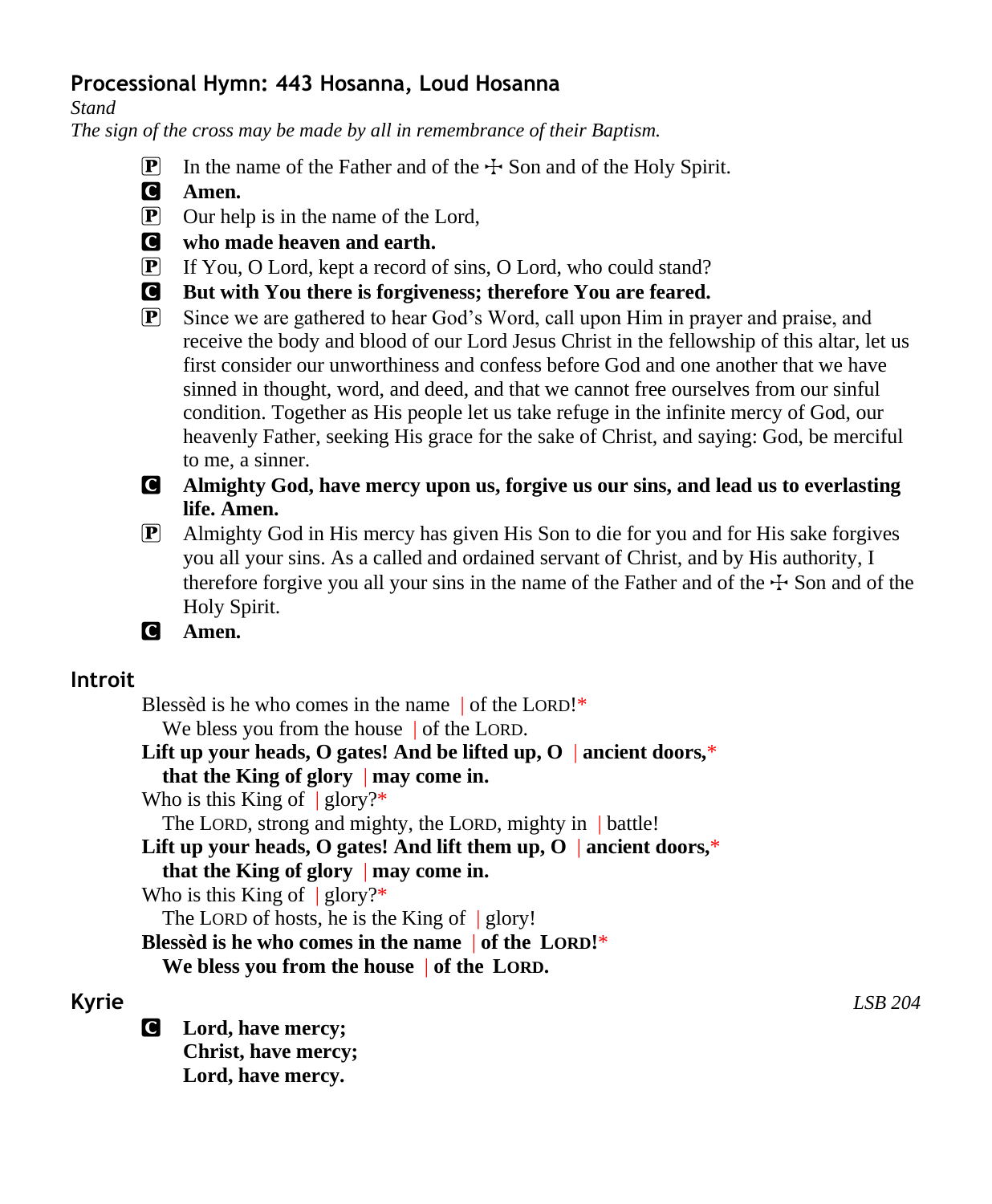## Processional Hymn: 443 Hosanna, Loud Hosanna

*Stand*

*The sign of the cross may be made by all in remembrance of their Baptism.*

P In the name of the Father and of the ☩ Son and of the Holy Spirit.

C **Amen.**

P Our help is in the name of the Lord,

C **who made heaven and earth.**

P If You, O Lord, kept a record of sins, O Lord, who could stand?

C **But with You there is forgiveness; therefore You are feared.**

P Since we are gathered to hear God's Word, call upon Him in prayer and praise, and receive the body and blood of our Lord Jesus Christ in the fellowship of this altar, let us first consider our unworthiness and confess before God and one another that we have sinned in thought, word, and deed, and that we cannot free ourselves from our sinful condition. Together as His people let us take refuge in the infinite mercy of God, our heavenly Father, seeking His grace for the sake of Christ, and saying: God, be merciful to me, a sinner.

C **Almighty God, have mercy upon us, forgive us our sins, and lead us to everlasting life. Amen.**

P Almighty God in His mercy has given His Son to die for you and for His sake forgives you all your sins. As a called and ordained servant of Christ, and by His authority, I therefore forgive you all your sins in the name of the Father and of the ☩ Son and of the Holy Spirit.

C **Amen.**

## Introit

Blessèd is he who comes in the name | of the LORD!*
 We bless you from the house | of the LORD.
**Lift up your heads, O gates! And be lifted up, O | ancient doors,***
 **that the King of glory | may come in.**
Who is this King of | glory?*
 The LORD, strong and mighty, the LORD, mighty in | battle!
**Lift up your heads, O gates! And lift them up, O | ancient doors,***
 **that the King of glory | may come in.**
Who is this King of | glory?*
 The LORD of hosts, he is the King of | glory!
**Blessèd is he who comes in the name | of the LORD!***
 **We bless you from the house | of the LORD.**

## Kyrie

*LSB 204*

C **Lord, have mercy;**
**Christ, have mercy;**
**Lord, have mercy.**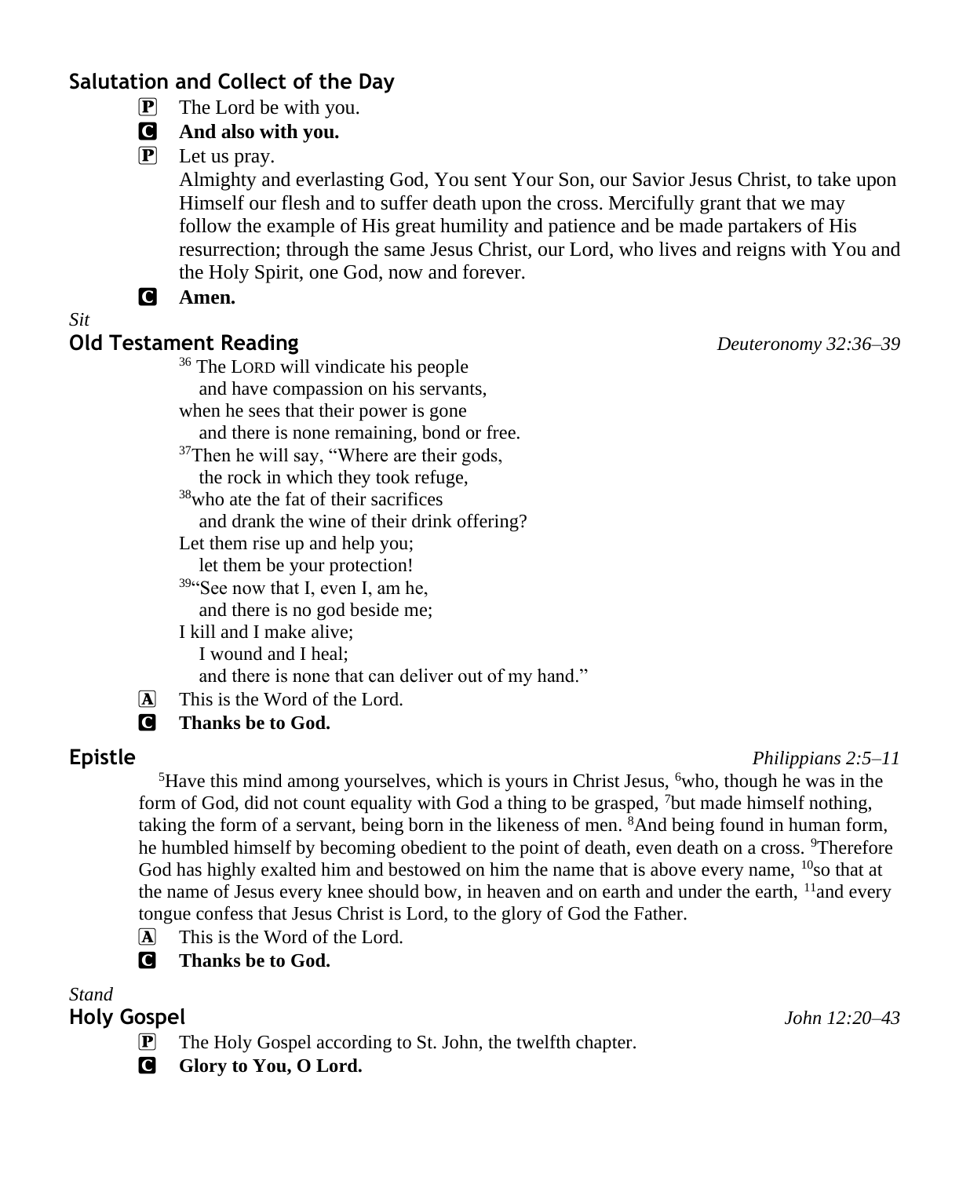## Salutation and Collect of the Day

P The Lord be with you.

C **And also with you.**

P Let us pray.
Almighty and everlasting God, You sent Your Son, our Savior Jesus Christ, to take upon Himself our flesh and to suffer death upon the cross. Mercifully grant that we may follow the example of His great humility and patience and be made partakers of His resurrection; through the same Jesus Christ, our Lord, who lives and reigns with You and the Holy Spirit, one God, now and forever.

C **Amen.**

*Sit*

## Old Testament Reading *Deuteronomy 32:36–39*

[36] The LORD will vindicate his people
  and have compassion on his servants,
when he sees that their power is gone
  and there is none remaining, bond or free.
[37]Then he will say, "Where are their gods,
  the rock in which they took refuge,
[38]who ate the fat of their sacrifices
  and drank the wine of their drink offering?
Let them rise up and help you;
  let them be your protection!
[39]"See now that I, even I, am he,
  and there is no god beside me;
I kill and I make alive;
  I wound and I heal;
  and there is none that can deliver out of my hand."

A This is the Word of the Lord.

C **Thanks be to God.**

## Epistle *Philippians 2:5–11*

[5]Have this mind among yourselves, which is yours in Christ Jesus, [6]who, though he was in the form of God, did not count equality with God a thing to be grasped, [7]but made himself nothing, taking the form of a servant, being born in the likeness of men. [8]And being found in human form, he humbled himself by becoming obedient to the point of death, even death on a cross. [9]Therefore God has highly exalted him and bestowed on him the name that is above every name, [10]so that at the name of Jesus every knee should bow, in heaven and on earth and under the earth, [11]and every tongue confess that Jesus Christ is Lord, to the glory of God the Father.

A This is the Word of the Lord.

C **Thanks be to God.**

*Stand*

## Holy Gospel *John 12:20–43*

P The Holy Gospel according to St. John, the twelfth chapter.

C **Glory to You, O Lord.**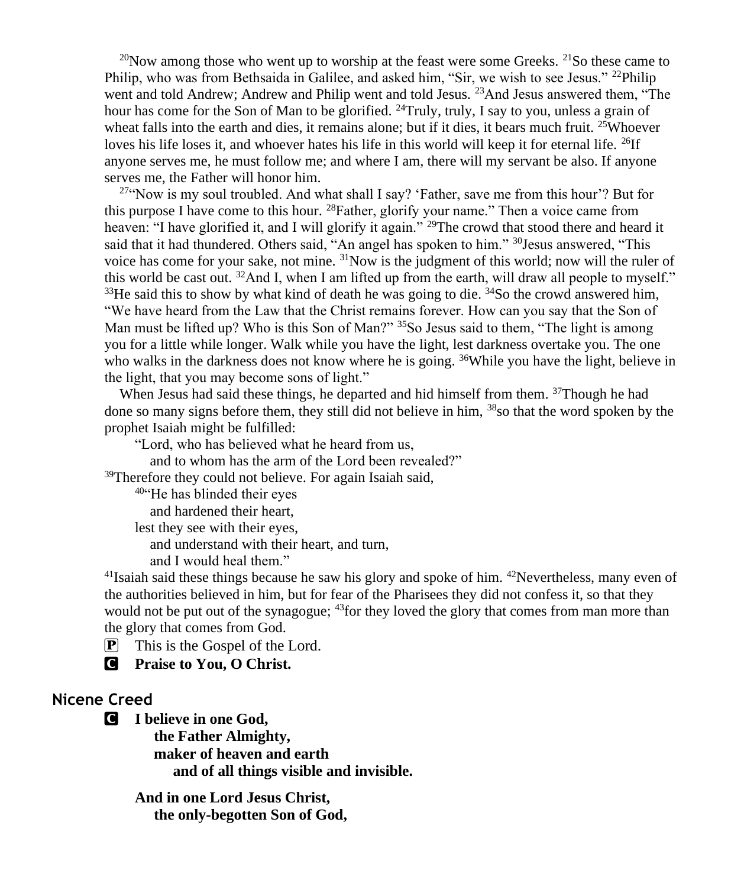[20]Now among those who went up to worship at the feast were some Greeks. [21]So these came to Philip, who was from Bethsaida in Galilee, and asked him, "Sir, we wish to see Jesus." [22]Philip went and told Andrew; Andrew and Philip went and told Jesus. [23]And Jesus answered them, "The hour has come for the Son of Man to be glorified. [24]Truly, truly, I say to you, unless a grain of wheat falls into the earth and dies, it remains alone; but if it dies, it bears much fruit. [25]Whoever loves his life loses it, and whoever hates his life in this world will keep it for eternal life. [26]If anyone serves me, he must follow me; and where I am, there will my servant be also. If anyone serves me, the Father will honor him.

[27]"Now is my soul troubled. And what shall I say? 'Father, save me from this hour'? But for this purpose I have come to this hour. [28]Father, glorify your name." Then a voice came from heaven: "I have glorified it, and I will glorify it again." [29]The crowd that stood there and heard it said that it had thundered. Others said, "An angel has spoken to him." [30]Jesus answered, "This voice has come for your sake, not mine. [31]Now is the judgment of this world; now will the ruler of this world be cast out. [32]And I, when I am lifted up from the earth, will draw all people to myself." [33]He said this to show by what kind of death he was going to die. [34]So the crowd answered him, "We have heard from the Law that the Christ remains forever. How can you say that the Son of Man must be lifted up? Who is this Son of Man?" [35]So Jesus said to them, "The light is among you for a little while longer. Walk while you have the light, lest darkness overtake you. The one who walks in the darkness does not know where he is going. [36]While you have the light, believe in the light, that you may become sons of light."

When Jesus had said these things, he departed and hid himself from them. [37]Though he had done so many signs before them, they still did not believe in him, [38]so that the word spoken by the prophet Isaiah might be fulfilled:

"Lord, who has believed what he heard from us,
and to whom has the arm of the Lord been revealed?"

[39]Therefore they could not believe. For again Isaiah said,

[40]"He has blinded their eyes
and hardened their heart,
lest they see with their eyes,
and understand with their heart, and turn,
and I would heal them."

[41]Isaiah said these things because he saw his glory and spoke of him. [42]Nevertheless, many even of the authorities believed in him, but for fear of the Pharisees they did not confess it, so that they would not be put out of the synagogue; [43]for they loved the glory that comes from man more than the glory that comes from God.

P This is the Gospel of the Lord.

C **Praise to You, O Christ.**

## Nicene Creed

C **I believe in one God,**
**the Father Almighty,**
**maker of heaven and earth**
**and of all things visible and invisible.**

**And in one Lord Jesus Christ,**
**the only-begotten Son of God,**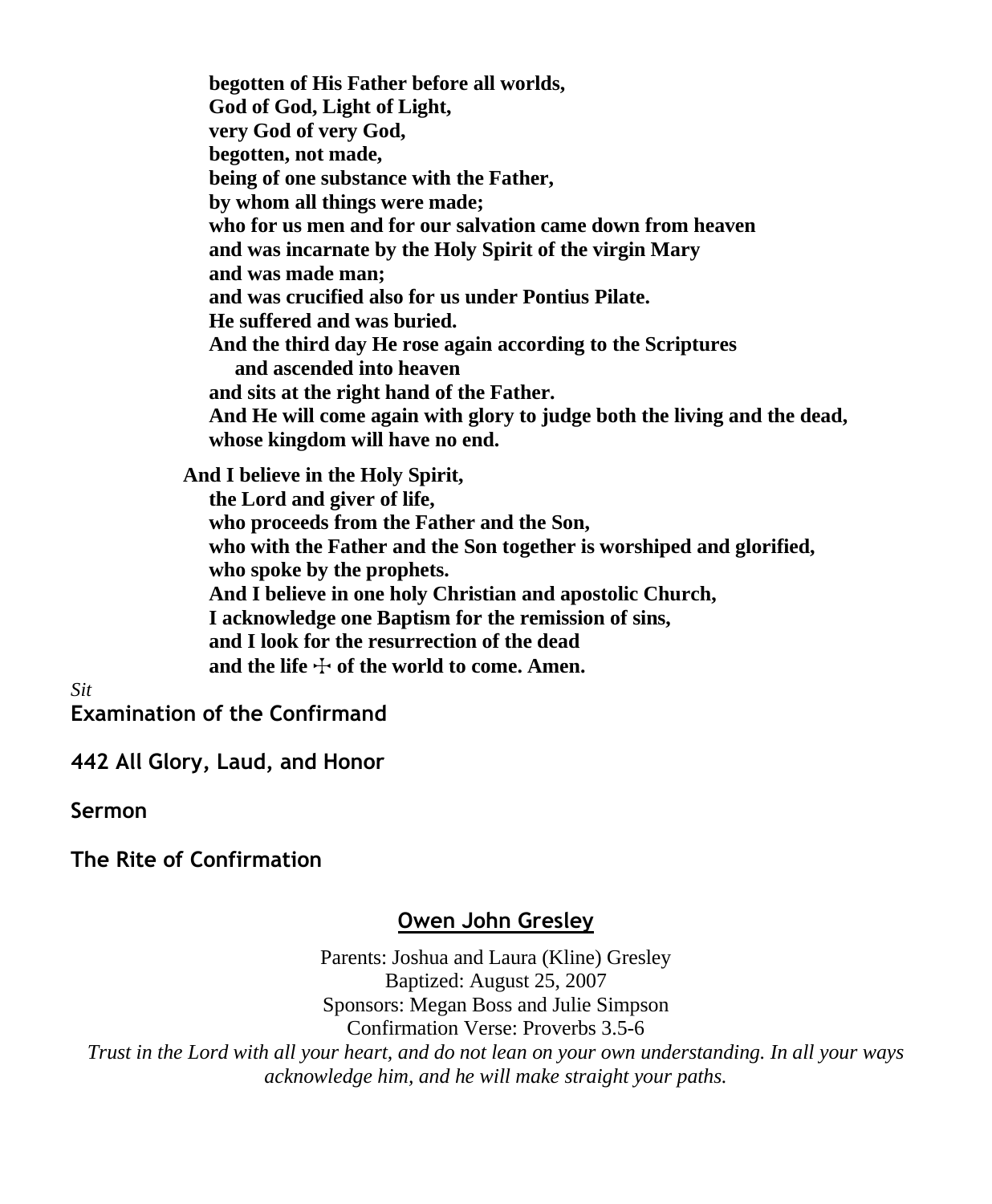**begotten of His Father before all worlds,**
**God of God, Light of Light,**
**very God of very God,**
**begotten, not made,**
**being of one substance with the Father,**
**by whom all things were made;**
**who for us men and for our salvation came down from heaven**
**and was incarnate by the Holy Spirit of the virgin Mary**
**and was made man;**
**and was crucified also for us under Pontius Pilate.**
**He suffered and was buried.**
**And the third day He rose again according to the Scriptures**
**and ascended into heaven**
**and sits at the right hand of the Father.**
**And He will come again with glory to judge both the living and the dead,**
**whose kingdom will have no end.**

**And I believe in the Holy Spirit,**
**the Lord and giver of life,**
**who proceeds from the Father and the Son,**
**who with the Father and the Son together is worshiped and glorified,**
**who spoke by the prophets.**
**And I believe in one holy Christian and apostolic Church,**
**I acknowledge one Baptism for the remission of sins,**
**and I look for the resurrection of the dead**
**and the life ☩ of the world to come. Amen.**

*Sit*

**Examination of the Confirmand**

**442 All Glory, Laud, and Honor**

**Sermon**

**The Rite of Confirmation**

**Owen John Gresley**

Parents: Joshua and Laura (Kline) Gresley
Baptized: August 25, 2007
Sponsors: Megan Boss and Julie Simpson
Confirmation Verse: Proverbs 3.5-6

*Trust in the Lord with all your heart, and do not lean on your own understanding. In all your ways acknowledge him, and he will make straight your paths.*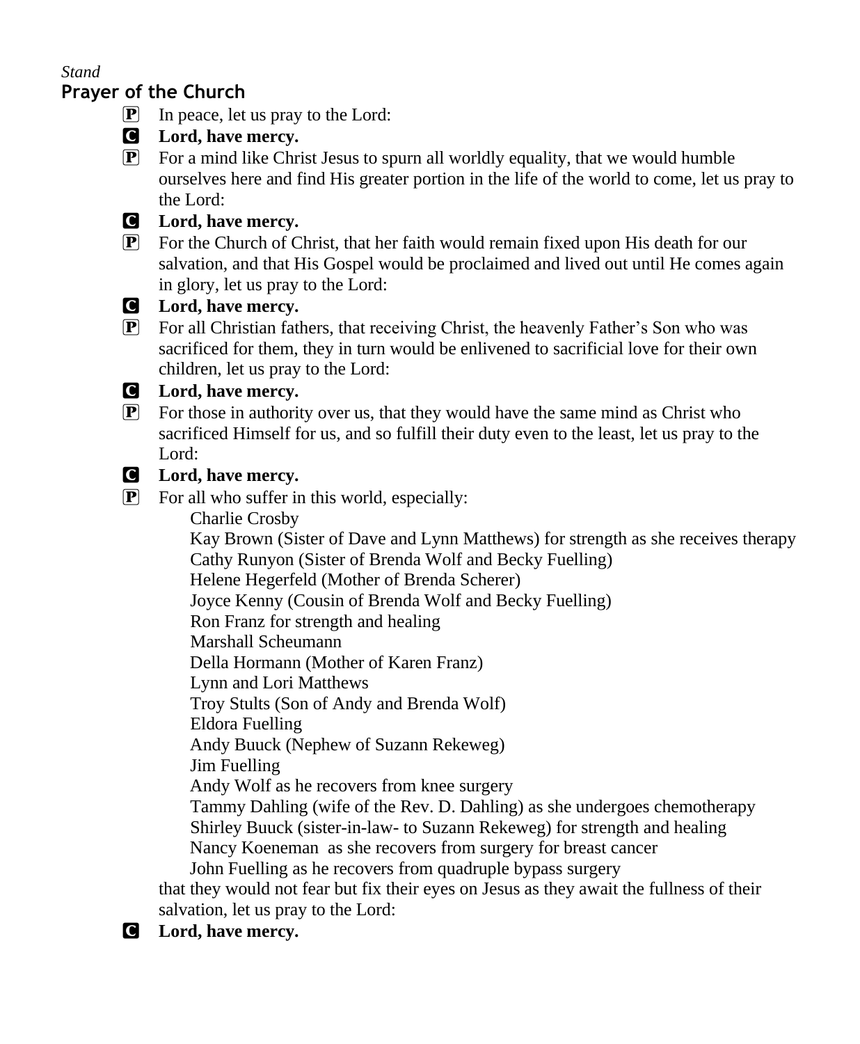*Stand*

## Prayer of the Church

**P** In peace, let us pray to the Lord:

**C** **Lord, have mercy.**

**P** For a mind like Christ Jesus to spurn all worldly equality, that we would humble ourselves here and find His greater portion in the life of the world to come, let us pray to the Lord:

**C** **Lord, have mercy.**

**P** For the Church of Christ, that her faith would remain fixed upon His death for our salvation, and that His Gospel would be proclaimed and lived out until He comes again in glory, let us pray to the Lord:

**C** **Lord, have mercy.**

**P** For all Christian fathers, that receiving Christ, the heavenly Father's Son who was sacrificed for them, they in turn would be enlivened to sacrificial love for their own children, let us pray to the Lord:

**C** **Lord, have mercy.**

**P** For those in authority over us, that they would have the same mind as Christ who sacrificed Himself for us, and so fulfill their duty even to the least, let us pray to the Lord:

**C** **Lord, have mercy.**

**P** For all who suffer in this world, especially:

Charlie Crosby
Kay Brown (Sister of Dave and Lynn Matthews) for strength as she receives therapy
Cathy Runyon (Sister of Brenda Wolf and Becky Fuelling)
Helene Hegerfeld (Mother of Brenda Scherer)
Joyce Kenny (Cousin of Brenda Wolf and Becky Fuelling)
Ron Franz for strength and healing
Marshall Scheumann
Della Hormann (Mother of Karen Franz)
Lynn and Lori Matthews
Troy Stults (Son of Andy and Brenda Wolf)
Eldora Fuelling
Andy Buuck (Nephew of Suzann Rekeweg)
Jim Fuelling
Andy Wolf as he recovers from knee surgery
Tammy Dahling (wife of the Rev. D. Dahling) as she undergoes chemotherapy
Shirley Buuck (sister-in-law- to Suzann Rekeweg) for strength and healing
Nancy Koeneman as she recovers from surgery for breast cancer
John Fuelling as he recovers from quadruple bypass surgery

that they would not fear but fix their eyes on Jesus as they await the fullness of their salvation, let us pray to the Lord:

**C** **Lord, have mercy.**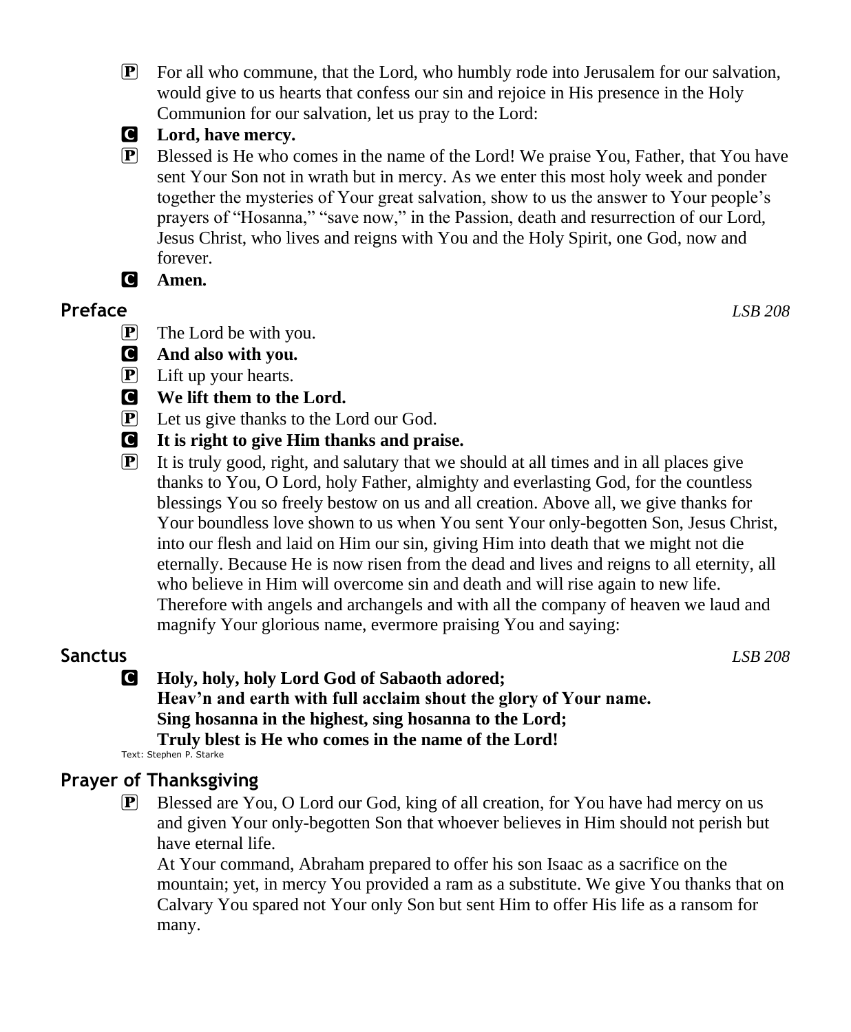P For all who commune, that the Lord, who humbly rode into Jerusalem for our salvation, would give to us hearts that confess our sin and rejoice in His presence in the Holy Communion for our salvation, let us pray to the Lord:

C **Lord, have mercy.**

P Blessed is He who comes in the name of the Lord! We praise You, Father, that You have sent Your Son not in wrath but in mercy. As we enter this most holy week and ponder together the mysteries of Your great salvation, show to us the answer to Your people's prayers of "Hosanna," "save now," in the Passion, death and resurrection of our Lord, Jesus Christ, who lives and reigns with You and the Holy Spirit, one God, now and forever.

C **Amen.**

## Preface *LSB 208*

P The Lord be with you.

C **And also with you.**

P Lift up your hearts.

C **We lift them to the Lord.**

P Let us give thanks to the Lord our God.

C **It is right to give Him thanks and praise.**

P It is truly good, right, and salutary that we should at all times and in all places give thanks to You, O Lord, holy Father, almighty and everlasting God, for the countless blessings You so freely bestow on us and all creation. Above all, we give thanks for Your boundless love shown to us when You sent Your only-begotten Son, Jesus Christ, into our flesh and laid on Him our sin, giving Him into death that we might not die eternally. Because He is now risen from the dead and lives and reigns to all eternity, all who believe in Him will overcome sin and death and will rise again to new life. Therefore with angels and archangels and with all the company of heaven we laud and magnify Your glorious name, evermore praising You and saying:

## Sanctus *LSB 208*

C **Holy, holy, holy Lord God of Sabaoth adored;**
**Heav'n and earth with full acclaim shout the glory of Your name.**
**Sing hosanna in the highest, sing hosanna to the Lord;**
**Truly blest is He who comes in the name of the Lord!**

Text: Stephen P. Starke

## Prayer of Thanksgiving

P Blessed are You, O Lord our God, king of all creation, for You have had mercy on us and given Your only-begotten Son that whoever believes in Him should not perish but have eternal life.

At Your command, Abraham prepared to offer his son Isaac as a sacrifice on the mountain; yet, in mercy You provided a ram as a substitute. We give You thanks that on Calvary You spared not Your only Son but sent Him to offer His life as a ransom for many.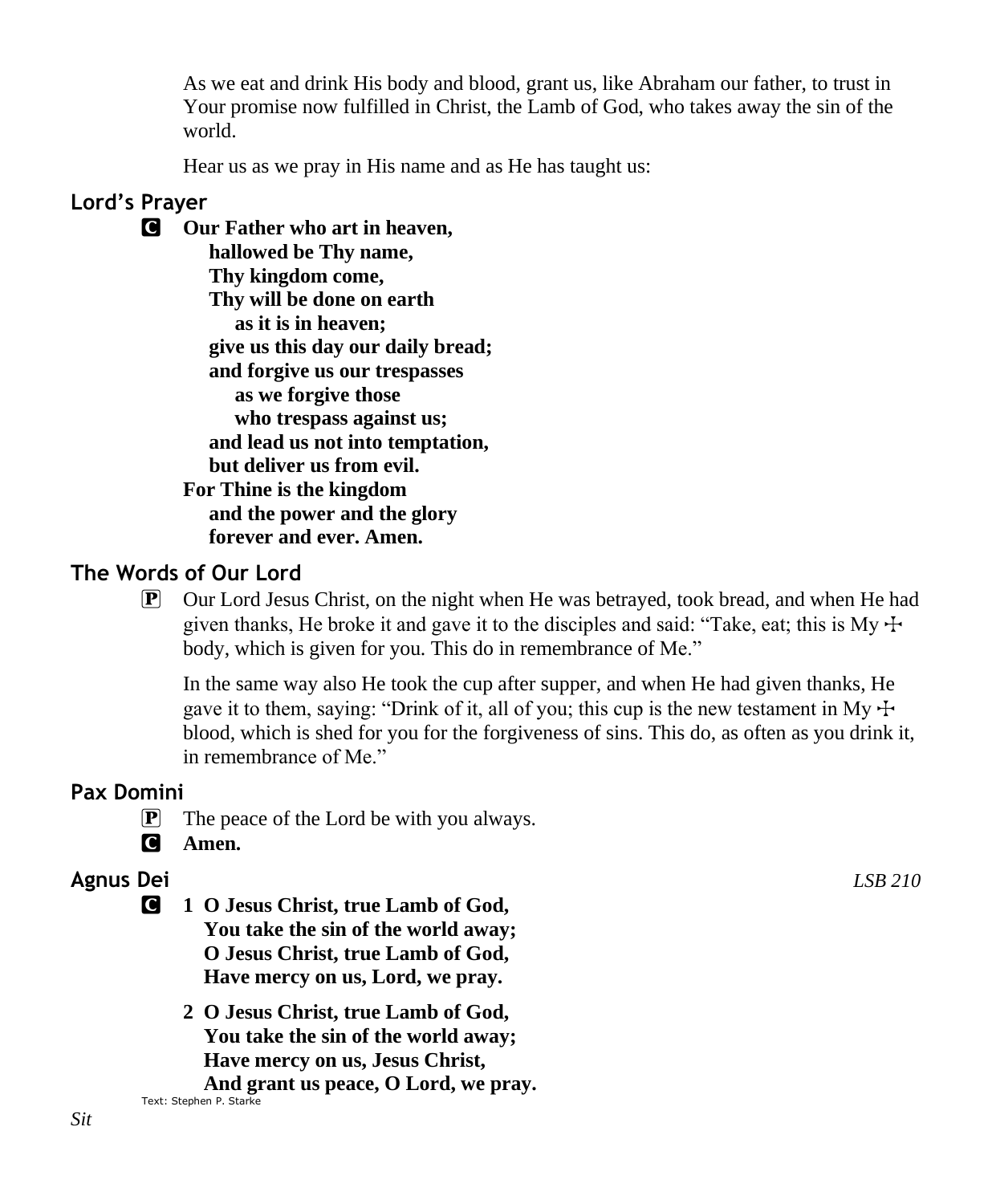As we eat and drink His body and blood, grant us, like Abraham our father, to trust in Your promise now fulfilled in Christ, the Lamb of God, who takes away the sin of the world.

Hear us as we pray in His name and as He has taught us:

## Lord's Prayer

C **Our Father who art in heaven,**
**hallowed be Thy name,**
**Thy kingdom come,**
**Thy will be done on earth**
**as it is in heaven;**
**give us this day our daily bread;**
**and forgive us our trespasses**
**as we forgive those**
**who trespass against us;**
**and lead us not into temptation,**
**but deliver us from evil.**
**For Thine is the kingdom**
**and the power and the glory**
**forever and ever. Amen.**

## The Words of Our Lord

P Our Lord Jesus Christ, on the night when He was betrayed, took bread, and when He had given thanks, He broke it and gave it to the disciples and said: "Take, eat; this is My ☩ body, which is given for you. This do in remembrance of Me."

In the same way also He took the cup after supper, and when He had given thanks, He gave it to them, saying: "Drink of it, all of you; this cup is the new testament in My ☩ blood, which is shed for you for the forgiveness of sins. This do, as often as you drink it, in remembrance of Me."

## Pax Domini

P The peace of the Lord be with you always.

C **Amen.**

## Agnus Dei

*LSB 210*

C **1 O Jesus Christ, true Lamb of God,**
**You take the sin of the world away;**
**O Jesus Christ, true Lamb of God,**
**Have mercy on us, Lord, we pray.**

**2 O Jesus Christ, true Lamb of God,**
**You take the sin of the world away;**
**Have mercy on us, Jesus Christ,**
**And grant us peace, O Lord, we pray.**

Text: Stephen P. Starke

*Sit*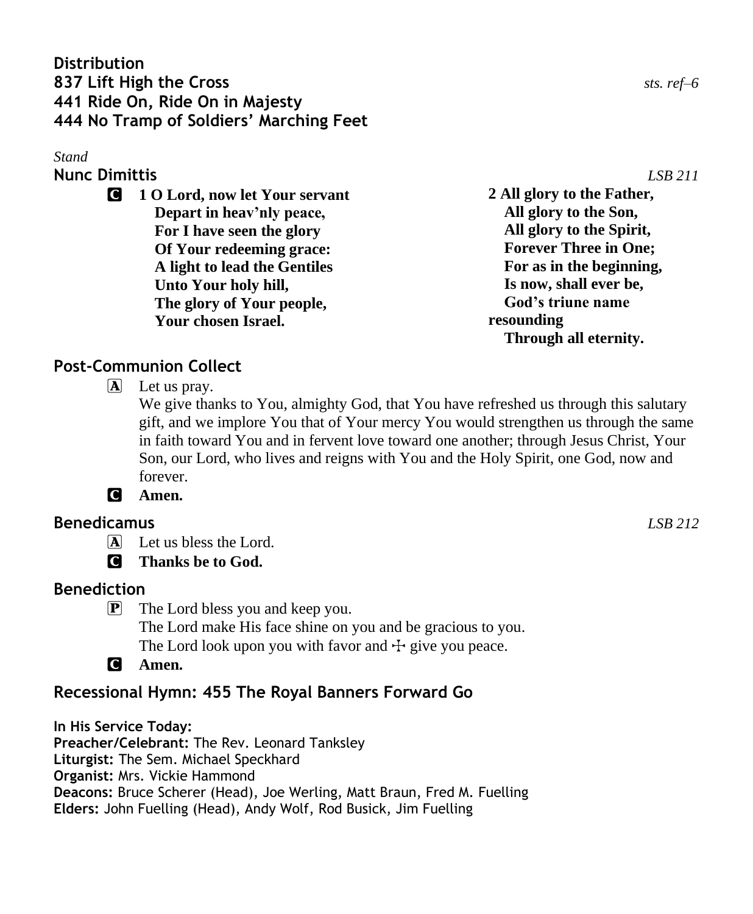## Distribution

**837 Lift High the Cross** *sts. ref–6*
**441 Ride On, Ride On in Majesty**
**444 No Tramp of Soldiers' Marching Feet**

*Stand*

## Nunc Dimittis *LSB 211*

**C** **1 O Lord, now let Your servant**
**Depart in heav'nly peace,**
**For I have seen the glory**
**Of Your redeeming grace:**
**A light to lead the Gentiles**
**Unto Your holy hill,**
**The glory of Your people,**
**Your chosen Israel.**

**2 All glory to the Father,**
**All glory to the Son,**
**All glory to the Spirit,**
**Forever Three in One;**
**For as in the beginning,**
**Is now, shall ever be,**
**God's triune name resounding**
**Through all eternity.**

## Post-Communion Collect

**A** Let us pray.
We give thanks to You, almighty God, that You have refreshed us through this salutary gift, and we implore You that of Your mercy You would strengthen us through the same in faith toward You and in fervent love toward one another; through Jesus Christ, Your Son, our Lord, who lives and reigns with You and the Holy Spirit, one God, now and forever.

**C** **Amen.**

## Benedicamus *LSB 212*

**A** Let us bless the Lord.

**C** **Thanks be to God.**

## Benediction

**P** The Lord bless you and keep you.
The Lord make His face shine on you and be gracious to you.
The Lord look upon you with favor and ☩ give you peace.

**C** **Amen.**

## Recessional Hymn: 455 The Royal Banners Forward Go

**In His Service Today:**
**Preacher/Celebrant:** The Rev. Leonard Tanksley
**Liturgist:** The Sem. Michael Speckhard
**Organist:** Mrs. Vickie Hammond
**Deacons:** Bruce Scherer (Head), Joe Werling, Matt Braun, Fred M. Fuelling
**Elders:** John Fuelling (Head), Andy Wolf, Rod Busick, Jim Fuelling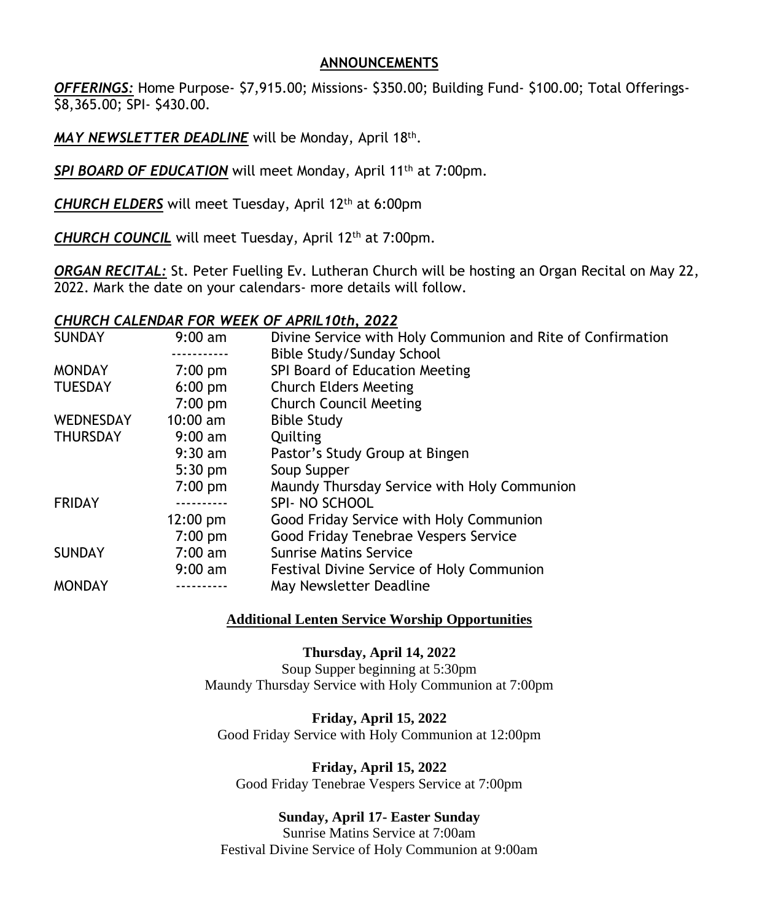## ANNOUNCEMENTS

***OFFERINGS:*** Home Purpose- $7,915.00; Missions- $350.00; Building Fund- $100.00; Total Offerings- $8,365.00; SPI- $430.00.

***MAY NEWSLETTER DEADLINE*** will be Monday, April 18th.

***SPI BOARD OF EDUCATION*** will meet Monday, April 11th at 7:00pm.

***CHURCH ELDERS*** will meet Tuesday, April 12th at 6:00pm

***CHURCH COUNCIL*** will meet Tuesday, April 12th at 7:00pm.

***ORGAN RECITAL:*** St. Peter Fuelling Ev. Lutheran Church will be hosting an Organ Recital on May 22, 2022. Mark the date on your calendars- more details will follow.

***CHURCH CALENDAR FOR WEEK OF APRIL10th, 2022***

| | | |
|---|---|---|
| SUNDAY | 9:00 am | Divine Service with Holy Communion and Rite of Confirmation |
| | ----------- | Bible Study/Sunday School |
| MONDAY | 7:00 pm | SPI Board of Education Meeting |
| TUESDAY | 6:00 pm | Church Elders Meeting |
| | 7:00 pm | Church Council Meeting |
| WEDNESDAY | 10:00 am | Bible Study |
| THURSDAY | 9:00 am | Quilting |
| | 9:30 am | Pastor's Study Group at Bingen |
| | 5:30 pm | Soup Supper |
| | 7:00 pm | Maundy Thursday Service with Holy Communion |
| FRIDAY | ---------- | SPI- NO SCHOOL |
| | 12:00 pm | Good Friday Service with Holy Communion |
| | 7:00 pm | Good Friday Tenebrae Vespers Service |
| SUNDAY | 7:00 am | Sunrise Matins Service |
| | 9:00 am | Festival Divine Service of Holy Communion |
| MONDAY | ---------- | May Newsletter Deadline |

### Additional Lenten Service Worship Opportunities

**Thursday, April 14, 2022**
Soup Supper beginning at 5:30pm
Maundy Thursday Service with Holy Communion at 7:00pm

**Friday, April 15, 2022**
Good Friday Service with Holy Communion at 12:00pm

**Friday, April 15, 2022**
Good Friday Tenebrae Vespers Service at 7:00pm

**Sunday, April 17- Easter Sunday**
Sunrise Matins Service at 7:00am
Festival Divine Service of Holy Communion at 9:00am